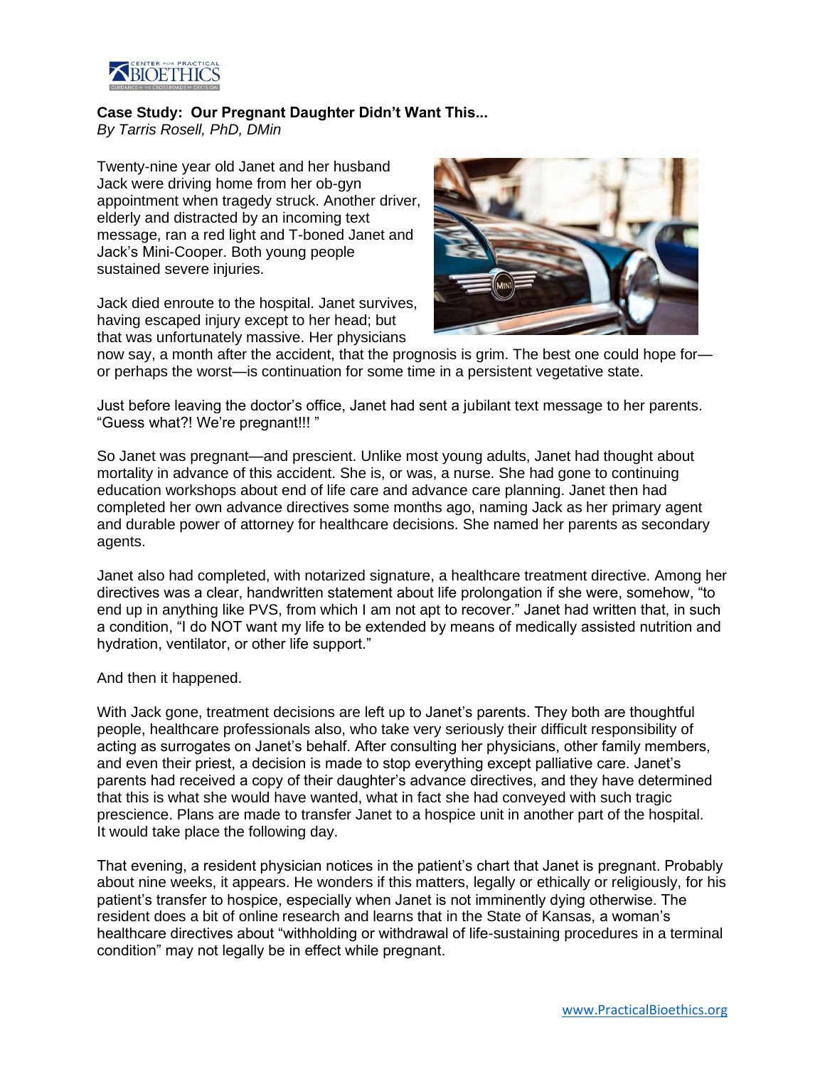**Case Study: Our Pregnant Daughter Didn't Want This...**
*By Tarris Rosell, PhD, DMin*

Twenty-nine year old Janet and her husband Jack were driving home from her ob-gyn appointment when tragedy struck. Another driver, elderly and distracted by an incoming text message, ran a red light and T-boned Janet and Jack's Mini-Cooper. Both young people sustained severe injuries.

Jack died enroute to the hospital. Janet survives, having escaped injury except to her head; but that was unfortunately massive. Her physicians now say, a month after the accident, that the prognosis is grim. The best one could hope for—or perhaps the worst—is continuation for some time in a persistent vegetative state.

Just before leaving the doctor's office, Janet had sent a jubilant text message to her parents. "Guess what?! We're pregnant!!! "

So Janet was pregnant—and prescient. Unlike most young adults, Janet had thought about mortality in advance of this accident. She is, or was, a nurse. She had gone to continuing education workshops about end of life care and advance care planning. Janet then had completed her own advance directives some months ago, naming Jack as her primary agent and durable power of attorney for healthcare decisions. She named her parents as secondary agents.

Janet also had completed, with notarized signature, a healthcare treatment directive. Among her directives was a clear, handwritten statement about life prolongation if she were, somehow, "to end up in anything like PVS, from which I am not apt to recover." Janet had written that, in such a condition, "I do NOT want my life to be extended by means of medically assisted nutrition and hydration, ventilator, or other life support."

And then it happened.

With Jack gone, treatment decisions are left up to Janet's parents. They both are thoughtful people, healthcare professionals also, who take very seriously their difficult responsibility of acting as surrogates on Janet's behalf. After consulting her physicians, other family members, and even their priest, a decision is made to stop everything except palliative care. Janet's parents had received a copy of their daughter's advance directives, and they have determined that this is what she would have wanted, what in fact she had conveyed with such tragic prescience. Plans are made to transfer Janet to a hospice unit in another part of the hospital. It would take place the following day.

That evening, a resident physician notices in the patient's chart that Janet is pregnant. Probably about nine weeks, it appears. He wonders if this matters, legally or ethically or religiously, for his patient's transfer to hospice, especially when Janet is not imminently dying otherwise. The resident does a bit of online research and learns that in the State of Kansas, a woman's healthcare directives about "withholding or withdrawal of life-sustaining procedures in a terminal condition" may not legally be in effect while pregnant.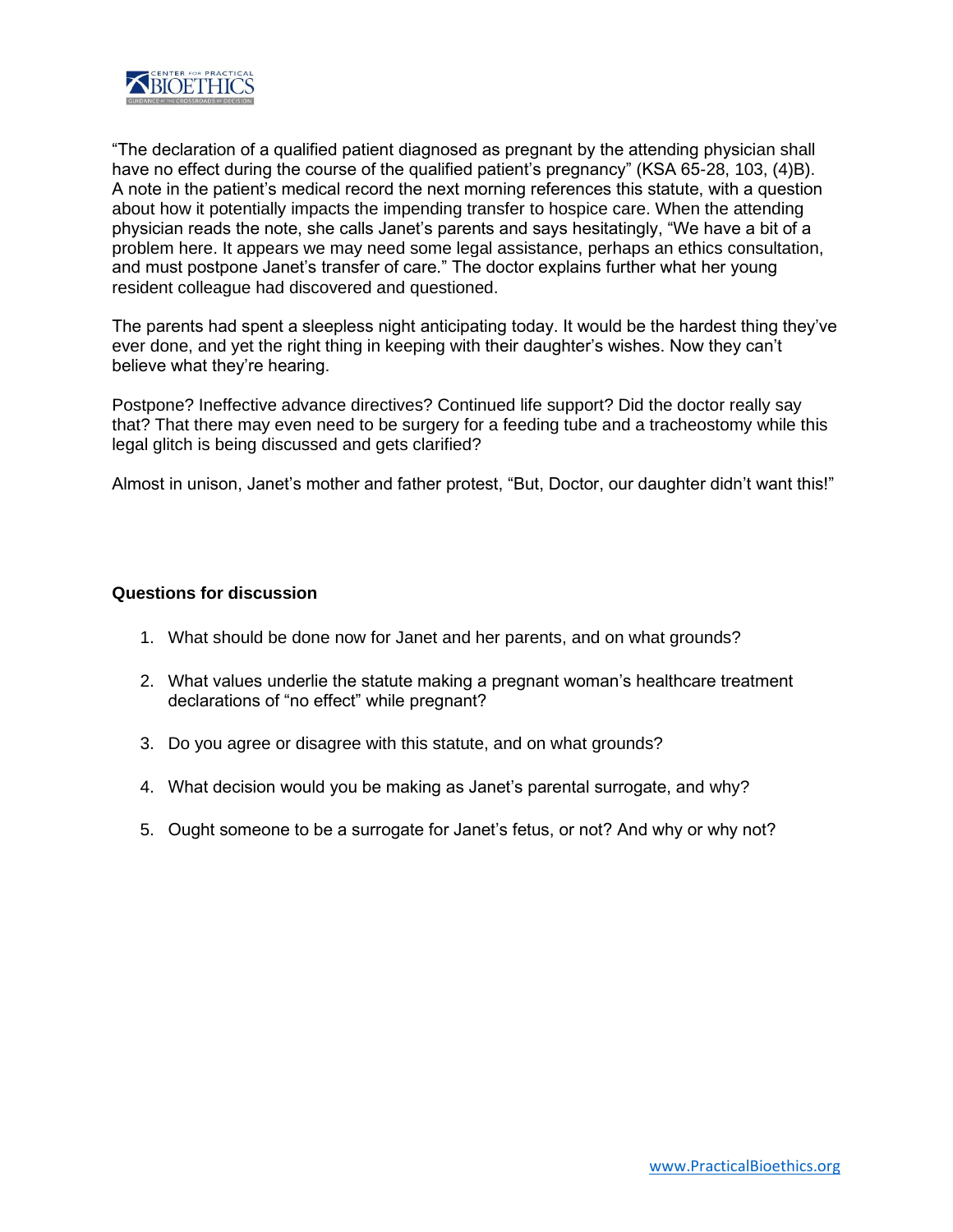"The declaration of a qualified patient diagnosed as pregnant by the attending physician shall have no effect during the course of the qualified patient's pregnancy" (KSA 65-28, 103, (4)B). A note in the patient's medical record the next morning references this statute, with a question about how it potentially impacts the impending transfer to hospice care. When the attending physician reads the note, she calls Janet's parents and says hesitatingly, "We have a bit of a problem here. It appears we may need some legal assistance, perhaps an ethics consultation, and must postpone Janet's transfer of care." The doctor explains further what her young resident colleague had discovered and questioned.

The parents had spent a sleepless night anticipating today. It would be the hardest thing they've ever done, and yet the right thing in keeping with their daughter's wishes. Now they can't believe what they're hearing.

Postpone? Ineffective advance directives? Continued life support? Did the doctor really say that? That there may even need to be surgery for a feeding tube and a tracheostomy while this legal glitch is being discussed and gets clarified?

Almost in unison, Janet's mother and father protest, "But, Doctor, our daughter didn't want this!"

**Questions for discussion**

1. What should be done now for Janet and her parents, and on what grounds?
2. What values underlie the statute making a pregnant woman's healthcare treatment declarations of "no effect" while pregnant?
3. Do you agree or disagree with this statute, and on what grounds?
4. What decision would you be making as Janet's parental surrogate, and why?
5. Ought someone to be a surrogate for Janet's fetus, or not? And why or why not?